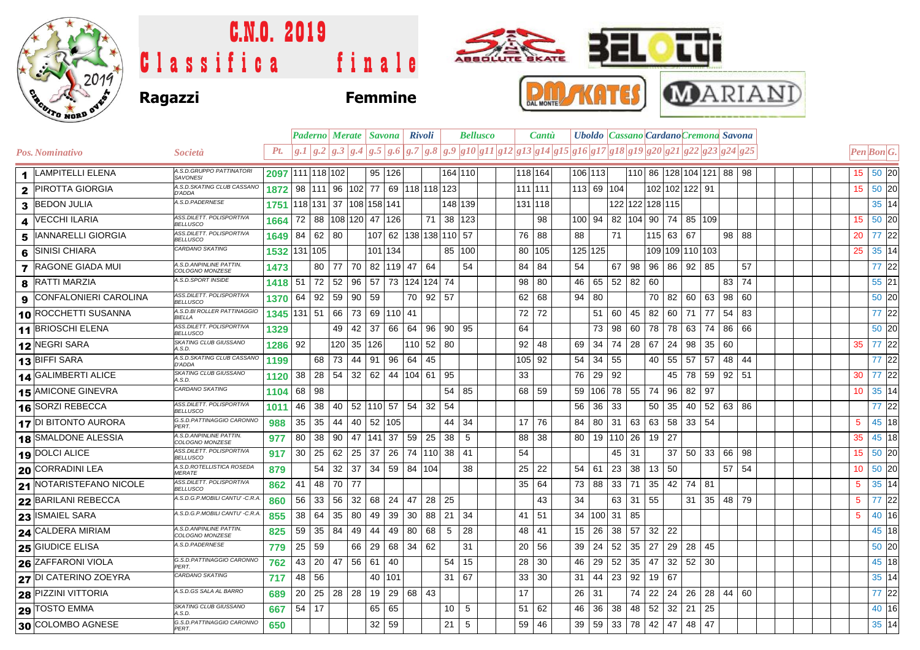# C.N.O. 2019

## Classifica finale

**Ragazzi** **Femmine**

| | | | | Paderno | | Merate | | Savona | | Rivoli | | Bellusco | | | | Cantù | | | Uboldo | | Cassano | | Cardano | | Cremona | | Savona | | | | |
|---|---|---|---|---|---|---|---|---|---|---|---|---|---|---|---|---|---|---|---|---|---|---|---|---|---|---|---|---|---|---|---|
| Pos. | Nominativo | Società | Pt. | g.1 | g.2 | g.3 | g.4 | g.5 | g.6 | g.7 | g.8 | g.9 | g10 | g11 | g12 | g13 | g14 | g15 | g16 | g17 | g18 | g19 | g20 | g21 | g22 | g23 | g24 | g25 | Pen | Bon | G. |
| 1 | LAMPITELLI ELENA | A.S.D.GRUPPO PATTINATORI SAVONESI | 2097 | 111 | 118 | 102 | | 95 | 126 | | | 164 | 110 | | | 118 | 164 | | 106 | 113 | | 110 | 86 | 128 | 104 | 121 | 88 | 98 | 15 | 50 | 20 |
| 2 | PIROTTA GIORGIA | A.S.D.SKATING CLUB CASSANO D'ADDA | 1872 | 98 | 111 | 96 | 102 | 77 | 69 | 118 | 118 | 123 | | | | 111 | 111 | | 113 | 69 | 104 | | 102 | 102 | 122 | 91 | | | 15 | 50 | 20 |
| 3 | BEDON JULIA | A.S.D.PADERNESE | 1751 | 118 | 131 | 37 | 108 | 158 | 141 | | | 148 | 139 | | | 131 | 118 | | | | 122 | 122 | 128 | 115 | | | | | | 35 | 14 |
| 4 | VECCHI ILARIA | ASS.DILETT. POLISPORTIVA BELLUSCO | 1664 | 72 | 88 | 108 | 120 | 47 | 126 | | 71 | 38 | 123 | | | | 98 | | 100 | 94 | 82 | 104 | 90 | 74 | 85 | 109 | | | 15 | 50 | 20 |
| 5 | IANNARELLI GIORGIA | ASS.DILETT. POLISPORTIVA BELLUSCO | 1649 | 84 | 62 | 80 | | 107 | 62 | 138 | 138 | 110 | 57 | | | 76 | 88 | | 88 | | 71 | | 115 | 63 | 67 | | 98 | 88 | 20 | 77 | 22 |
| 6 | SINISI CHIARA | CARDANO SKATING | 1532 | 131 | 105 | | | 101 | 134 | | | 85 | 100 | | | 80 | 105 | | 125 | 125 | | | 109 | 109 | 110 | 103 | | | 25 | 35 | 14 |
| 7 | RAGONE GIADA MUI | A.S.D.ANPINLINE PATTIN. COLOGNO MONZESE | 1473 | | 80 | 77 | 70 | 82 | 119 | 47 | 64 | | 54 | | | 84 | 84 | | 54 | | 67 | 98 | 96 | 86 | 92 | 85 | | 57 | | 77 | 22 |
| 8 | RATTI MARZIA | A.S.D.SPORT INSIDE | 1418 | 51 | 72 | 52 | 96 | 57 | 73 | 124 | 124 | 74 | | | | 98 | 80 | | 46 | 65 | 52 | 82 | 60 | | | | 83 | 74 | | 55 | 21 |
| 9 | CONFALONIERI CAROLINA | ASS.DILETT. POLISPORTIVA BELLUSCO | 1370 | 64 | 92 | 59 | 90 | 59 | | 70 | 92 | 57 | | | | 62 | 68 | | 94 | 80 | | | 70 | 82 | 60 | 63 | 98 | 60 | | 50 | 20 |
| 10 | ROCCHETTI SUSANNA | A.S.D.BI ROLLER PATTINAGGIO BIELLA | 1345 | 131 | 51 | 66 | 73 | 69 | 110 | 41 | | | | | | 72 | 72 | | | 51 | 60 | 45 | 82 | 60 | 71 | 77 | 54 | 83 | | 77 | 22 |
| 11 | BRIOSCHI ELENA | ASS.DILETT. POLISPORTIVA BELLUSCO | 1329 | | | 49 | 42 | 37 | 66 | 64 | 96 | 90 | 95 | | | 64 | | | | 73 | 98 | 60 | 78 | 78 | 63 | 74 | 86 | 66 | | 50 | 20 |
| 12 | NEGRI SARA | SKATING CLUB GIUSSANO A.S.D. | 1286 | 92 | | 120 | 35 | 126 | | 110 | 52 | 80 | | | | 92 | 48 | | 69 | 34 | 74 | 28 | 67 | 24 | 98 | 35 | 60 | | 35 | 77 | 22 |
| 13 | BIFFI SARA | A.S.D.SKATING CLUB CASSANO D'ADDA | 1199 | | 68 | 73 | 44 | 91 | 96 | 64 | 45 | | | | | 105 | 92 | | 54 | 34 | 55 | | 40 | 55 | 57 | 57 | 48 | 44 | | 77 | 22 |
| 14 | GALIMBERTI ALICE | SKATING CLUB GIUSSANO A.S.D. | 1120 | 38 | 28 | 54 | 32 | 62 | 44 | 104 | 61 | 95 | | | | 33 | | | 76 | 29 | 92 | | | 45 | 78 | 59 | 92 | 51 | 30 | 77 | 22 |
| 15 | AMICONE GINEVRA | CARDANO SKATING | 1104 | 68 | 98 | | | | | | | 54 | 85 | | | 68 | 59 | | 59 | 106 | 78 | 55 | 74 | 96 | 82 | 97 | | | 10 | 35 | 14 |
| 16 | SORZI REBECCA | ASS.DILETT. POLISPORTIVA BELLUSCO | 1011 | 46 | 38 | 40 | 52 | 110 | 57 | 54 | 32 | 54 | | | | | | | 56 | 36 | 33 | | 50 | 35 | 40 | 52 | 63 | 86 | | 77 | 22 |
| 17 | DI BITONTO AURORA | G.S.D.PATTINAGGIO CARONNO PERT. | 988 | 35 | 35 | 44 | 40 | 52 | 105 | | | 44 | 34 | | | 17 | 76 | | 84 | 80 | 31 | 63 | 63 | 58 | 33 | 54 | | | 5 | 45 | 18 |
| 18 | SMALDONE ALESSIA | A.S.D.ANPINLINE PATTIN. COLOGNO MONZESE | 977 | 80 | 38 | 90 | 47 | 141 | 37 | 59 | 25 | 38 | 5 | | | 88 | 38 | | 80 | 19 | 110 | 26 | 19 | 27 | | | | | 35 | 45 | 18 |
| 19 | DOLCI ALICE | ASS.DILETT. POLISPORTIVA BELLUSCO | 917 | 30 | 25 | 62 | 25 | 37 | 26 | 74 | 110 | 38 | 41 | | | 54 | | | | | 45 | 31 | | 37 | 50 | 33 | 66 | 98 | 15 | 50 | 20 |
| 20 | CORRADINI LEA | A.S.D.ROTELLISTICA ROSEDA MERATE | 879 | | 54 | 32 | 37 | 34 | 59 | 84 | 104 | | 38 | | | 25 | 22 | | 54 | 61 | 23 | 38 | 13 | 50 | | | 57 | 54 | 10 | 50 | 20 |
| 21 | NOTARISTEFANO NICOLE | ASS.DILETT. POLISPORTIVA BELLUSCO | 862 | 41 | 48 | 70 | 77 | | | | | | | | | 35 | 64 | | 73 | 88 | 33 | 71 | 35 | 42 | 74 | 81 | | | 5 | 35 | 14 |
| 22 | BARILANI REBECCA | A.S.D.G.P.MOBILI CANTU' -C.R.A. | 860 | 56 | 33 | 56 | 32 | 68 | 24 | 47 | 28 | 25 | | | | | 43 | | 34 | | 63 | 31 | 55 | | 31 | 35 | 48 | 79 | 5 | 77 | 22 |
| 23 | ISMAIEL SARA | A.S.D.G.P.MOBILI CANTU' -C.R.A. | 855 | 38 | 64 | 35 | 80 | 49 | 39 | 30 | 88 | 21 | 34 | | | 41 | 51 | | 34 | 100 | 31 | 85 | | | | | | | 5 | 40 | 16 |
| 24 | CALDERA MIRIAM | A.S.D.ANPINLINE PATTIN. COLOGNO MONZESE | 825 | 59 | 35 | 84 | 49 | 44 | 49 | 80 | 68 | 5 | 28 | | | 48 | 41 | | 15 | 26 | 38 | 57 | 32 | 22 | | | | | | 45 | 18 |
| 25 | GIUDICE ELISA | A.S.D.PADERNESE | 779 | 25 | 59 | | 66 | 29 | 68 | 34 | 62 | | 31 | | | 20 | 56 | | 39 | 24 | 52 | 35 | 27 | 29 | 28 | 45 | | | | 50 | 20 |
| 26 | ZAFFARONI VIOLA | G.S.D.PATTINAGGIO CARONNO PERT. | 762 | 43 | 20 | 47 | 56 | 61 | 40 | | | 54 | 15 | | | 28 | 30 | | 46 | 29 | 52 | 35 | 47 | 32 | 52 | 30 | | | | 45 | 18 |
| 27 | DI CATERINO ZOEYRA | CARDANO SKATING | 717 | 48 | 56 | | | 40 | 101 | | | 31 | 67 | | | 33 | 30 | | 31 | 44 | 23 | 92 | 19 | 67 | | | | | | 35 | 14 |
| 28 | PIZZINI VITTORIA | A.S.D.GS SALA AL BARRO | 689 | 20 | 25 | 28 | 28 | 19 | 29 | 68 | 43 | | | | | 17 | | | 26 | 31 | | 74 | 22 | 24 | 26 | 28 | 44 | 60 | | 77 | 22 |
| 29 | TOSTO EMMA | SKATING CLUB GIUSSANO A.S.D. | 667 | 54 | 17 | | | 65 | 65 | | | 10 | 5 | | | 51 | 62 | | 46 | 36 | 38 | 48 | 52 | 32 | 21 | 25 | | | | 40 | 16 |
| 30 | COLOMBO AGNESE | G.S.D.PATTINAGGIO CARONNO PERT. | 650 | | | | | 32 | 59 | | | 21 | 5 | | | 59 | 46 | | 39 | 59 | 33 | 78 | 42 | 47 | 48 | 47 | | | | 35 | 14 |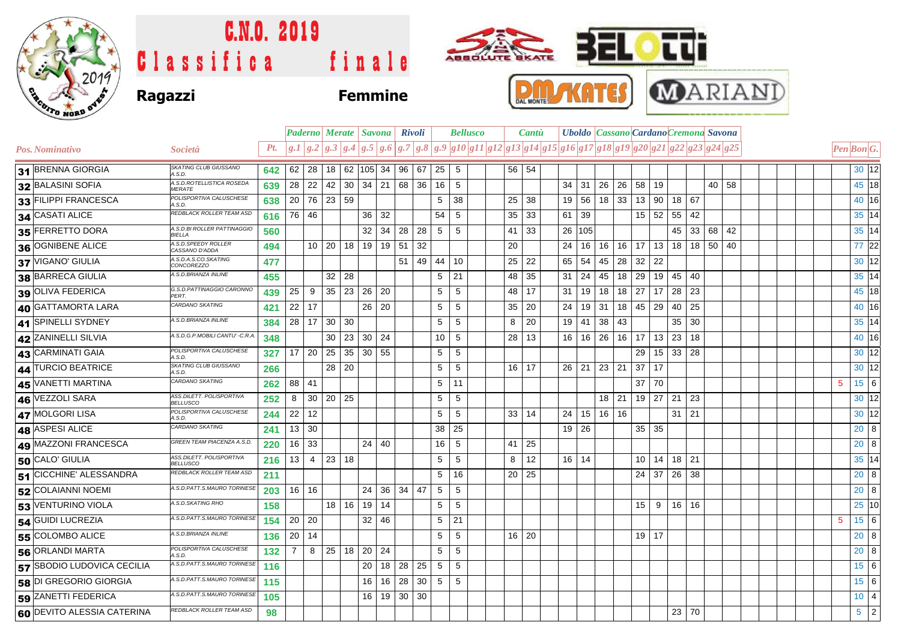# C.N.O. 2019
# Classifica finale

**Ragazzi** **Femmine**

| Pos. | Nominativo | Società | Pt. | Paderno | | Merate | | Savona | | Rivoli | | Bellusco | | | | Cantù | | | Uboldo | | Cassano | | Cardano | | Cremona | | Savona | | Pen | Bon | G. |
|---|---|---|---|---|---|---|---|---|---|---|---|---|---|---|---|---|---|---|---|---|---|---|---|---|---|---|---|---|---|---|---|
| | | | | g.1 | g.2 | g.3 | g.4 | g.5 | g.6 | g.7 | g.8 | g.9 | g10 | g11 | g12 | g13 | g14 | g15 | g16 | g17 | g18 | g19 | g20 | g21 | g22 | g23 | g24 | g25 | | | |
| 31 | BRENNA GIORGIA | SKATING CLUB GIUSSANO A.S.D. | 642 | 62 | 28 | 18 | 62 | 105 | 34 | 96 | 67 | 25 | 5 | | | 56 | 54 | | | | | | | | | | | | | 30 | 12 |
| 32 | BALASINI SOFIA | A.S.D.ROTELLISTICA ROSEDA MERATE | 639 | 28 | 22 | 42 | 30 | 34 | 21 | 68 | 36 | 16 | 5 | | | | | | 34 | 31 | 26 | 26 | 58 | 19 | | | 40 | 58 | | 45 | 18 |
| 33 | FILIPPI FRANCESCA | POLISPORTIVA CALUSCHESE A.S.D. | 638 | 20 | 76 | 23 | 59 | | | | | 5 | 38 | | | 25 | 38 | | 19 | 56 | 18 | 33 | 13 | 90 | 18 | 67 | | | | 40 | 16 |
| 34 | CASATI ALICE | REDBLACK ROLLER TEAM ASD | 616 | 76 | 46 | | | 36 | 32 | | | 54 | 5 | | | 35 | 33 | | 61 | 39 | | | 15 | 52 | 55 | 42 | | | | 35 | 14 |
| 35 | FERRETTO DORA | A.S.D.BI ROLLER PATTINAGGIO BIELLA | 560 | | | | | 32 | 34 | 28 | 28 | 5 | 5 | | | 41 | 33 | | 26 | 105 | | | | | 45 | 33 | 68 | 42 | | 35 | 14 |
| 36 | OGNIBENE ALICE | A.S.D.SPEEDY ROLLER CASSANO D'ADDA | 494 | | 10 | 20 | 18 | 19 | 19 | 51 | 32 | | | | | 20 | | | 24 | 16 | 16 | 16 | 17 | 13 | 18 | 18 | 50 | 40 | | 77 | 22 |
| 37 | VIGANO' GIULIA | A.S.D.A.S.CO.SKATING CONCOREZZO | 477 | | | | | | | 51 | 49 | 44 | 10 | | | 25 | 22 | | 65 | 54 | 45 | 28 | 32 | 22 | | | | | | 30 | 12 |
| 38 | BARRECA GIULIA | A.S.D.BRIANZA INLINE | 455 | | | 32 | 28 | | | | | 5 | 21 | | | 48 | 35 | | 31 | 24 | 45 | 18 | 29 | 19 | 45 | 40 | | | | 35 | 14 |
| 39 | OLIVA FEDERICA | G.S.D.PATTINAGGIO CARONNO PERT. | 439 | 25 | 9 | 35 | 23 | 26 | 20 | | | 5 | 5 | | | 48 | 17 | | 31 | 19 | 18 | 18 | 27 | 17 | 28 | 23 | | | | 45 | 18 |
| 40 | GATTAMORTA LARA | CARDANO SKATING | 421 | 22 | 17 | | | 26 | 20 | | | 5 | 5 | | | 35 | 20 | | 24 | 19 | 31 | 18 | 45 | 29 | 40 | 25 | | | | 40 | 16 |
| 41 | SPINELLI SYDNEY | A.S.D.BRIANZA INLINE | 384 | 28 | 17 | 30 | 30 | | | | | 5 | 5 | | | 8 | 20 | | 19 | 41 | 38 | 43 | | | 35 | 30 | | | | 35 | 14 |
| 42 | ZANINELLI SILVIA | A.S.D.G.P.MOBILI CANTU' -C.R.A. | 348 | | | 30 | 23 | 30 | 24 | | | 10 | 5 | | | 28 | 13 | | 16 | 16 | 26 | 16 | 17 | 13 | 23 | 18 | | | | 40 | 16 |
| 43 | CARMINATI GAIA | POLISPORTIVA CALUSCHESE A.S.D. | 327 | 17 | 20 | 25 | 35 | 30 | 55 | | | 5 | 5 | | | | | | | | | | 29 | 15 | 33 | 28 | | | | 30 | 12 |
| 44 | TURCIO BEATRICE | SKATING CLUB GIUSSANO A.S.D. | 266 | | | 28 | 20 | | | | | 5 | 5 | | | 16 | 17 | | 26 | 21 | 23 | 21 | 37 | 17 | | | | | | 30 | 12 |
| 45 | VANETTI MARTINA | CARDANO SKATING | 262 | 88 | 41 | | | | | | | 5 | 11 | | | | | | | | | | 37 | 70 | | | | | 5 | 15 | 6 |
| 46 | VEZZOLI SARA | ASS.DILETT. POLISPORTIVA BELLUSCO | 252 | 8 | 30 | 20 | 25 | | | | | 5 | 5 | | | | | | | | 18 | 21 | 19 | 27 | 21 | 23 | | | | 30 | 12 |
| 47 | MOLGORI LISA | POLISPORTIVA CALUSCHESE A.S.D. | 244 | 22 | 12 | | | | | | | 5 | 5 | | | 33 | 14 | | 24 | 15 | 16 | 16 | | | 31 | 21 | | | | 30 | 12 |
| 48 | ASPESI ALICE | CARDANO SKATING | 241 | 13 | 30 | | | | | | | 38 | 25 | | | | | | 19 | 26 | | | 35 | 35 | | | | | | 20 | 8 |
| 49 | MAZZONI FRANCESCA | GREEN TEAM PIACENZA A.S.D. | 220 | 16 | 33 | | | 24 | 40 | | | 16 | 5 | | | 41 | 25 | | | | | | | | | | | | | 20 | 8 |
| 50 | CALO' GIULIA | ASS.DILETT. POLISPORTIVA BELLUSCO | 216 | 13 | 4 | 23 | 18 | | | | | 5 | 5 | | | 8 | 12 | | 16 | 14 | | | 10 | 14 | 18 | 21 | | | | 35 | 14 |
| 51 | CICCHINE' ALESSANDRA | REDBLACK ROLLER TEAM ASD | 211 | | | | | | | | | 5 | 16 | | | 20 | 25 | | | | | | 24 | 37 | 26 | 38 | | | | 20 | 8 |
| 52 | COLAIANNI NOEMI | A.S.D.PATT.S.MAURO TORINESE | 203 | 16 | 16 | | | 24 | 36 | 34 | 47 | 5 | 5 | | | | | | | | | | | | | | | | | 20 | 8 |
| 53 | VENTURINO VIOLA | A.S.D.SKATING RHO | 158 | | | 18 | 16 | 19 | 14 | | | 5 | 5 | | | | | | | | | | 15 | 9 | 16 | 16 | | | | 25 | 10 |
| 54 | GUIDI LUCREZIA | A.S.D.PATT.S.MAURO TORINESE | 154 | 20 | 20 | | | 32 | 46 | | | 5 | 21 | | | | | | | | | | | | | | | | 5 | 15 | 6 |
| 55 | COLOMBO ALICE | A.S.D.BRIANZA INLINE | 136 | 20 | 14 | | | | | | | 5 | 5 | | | 16 | 20 | | | | | | 19 | 17 | | | | | | 20 | 8 |
| 56 | ORLANDI MARTA | POLISPORTIVA CALUSCHESE A.S.D. | 132 | 7 | 8 | 25 | 18 | 20 | 24 | | | 5 | 5 | | | | | | | | | | | | | | | | | 20 | 8 |
| 57 | SBODIO LUDOVICA CECILIA | A.S.D.PATT.S.MAURO TORINESE | 116 | | | | | 20 | 18 | 28 | 25 | 5 | 5 | | | | | | | | | | | | | | | | | 15 | 6 |
| 58 | DI GREGORIO GIORGIA | A.S.D.PATT.S.MAURO TORINESE | 115 | | | | | 16 | 16 | 28 | 30 | 5 | 5 | | | | | | | | | | | | | | | | | 15 | 6 |
| 59 | ZANETTI FEDERICA | A.S.D.PATT.S.MAURO TORINESE | 105 | | | | | 16 | 19 | 30 | 30 | | | | | | | | | | | | | | | | | | | 10 | 4 |
| 60 | DEVITO ALESSIA CATERINA | REDBLACK ROLLER TEAM ASD | 98 | | | | | | | | | | | | | | | | | | | | | | 23 | 70 | | | | 5 | 2 |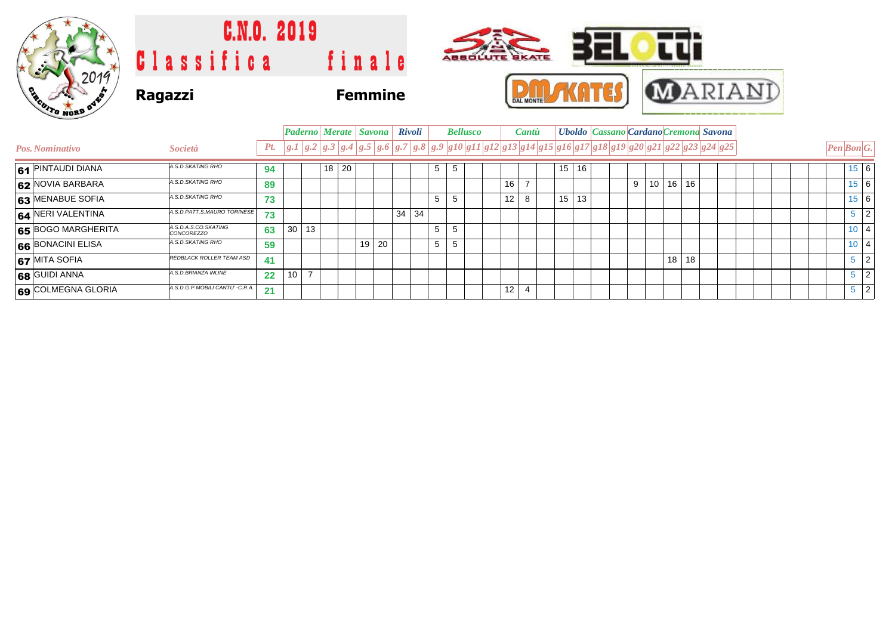# C.N.O. 2019

# Classifica finale

**Ragazzi** **Femmine**

| | | | | Paderno | | Merate | | Savona | | Rivoli | | Bellusco | | | | Cantù | | | Uboldo | | Cassano | | Cardano | | Cremona | | Savona | | | | |
|---|---|---|---|---|---|---|---|---|---|---|---|---|---|---|---|---|---|---|---|---|---|---|---|---|---|---|---|---|---|---|---|
| **Pos.** | **Nominativo** | **Società** | **Pt.** | g.1 | g.2 | g.3 | g.4 | g.5 | g.6 | g.7 | g.8 | g.9 | g10 | g11 | g12 | g13 | g14 | g15 | g16 | g17 | g18 | g19 | g20 | g21 | g22 | g23 | g24 | g25 | Pen | Bon | G. |
| 61 | PINTAUDI DIANA | A.S.D.SKATING RHO | 94 | | | 18 | 20 | | | | | 5 | 5 | | | | | | 15 | 16 | | | | | | | | | | 15 | 6 |
| 62 | NOVIA BARBARA | A.S.D.SKATING RHO | 89 | | | | | | | | | | | | | 16 | 7 | | | | | | 9 | 10 | 16 | 16 | | | | 15 | 6 |
| 63 | MENABUE SOFIA | A.S.D.SKATING RHO | 73 | | | | | | | | | 5 | 5 | | | 12 | 8 | | 15 | 13 | | | | | | | | | | 15 | 6 |
| 64 | NERI VALENTINA | A.S.D.PATT.S.MAURO TORINESE | 73 | | | | | | | 34 | 34 | | | | | | | | | | | | | | | | | | | 5 | 2 |
| 65 | BOGO MARGHERITA | A.S.D.A.S.CO.SKATING CONCOREZZO | 63 | 30 | 13 | | | | | | | 5 | 5 | | | | | | | | | | | | | | | | | 10 | 4 |
| 66 | BONACINI ELISA | A.S.D.SKATING RHO | 59 | | | | | 19 | 20 | | | 5 | 5 | | | | | | | | | | | | | | | | | 10 | 4 |
| 67 | MITA SOFIA | REDBLACK ROLLER TEAM ASD | 41 | | | | | | | | | | | | | | | | | | | | | | 18 | 18 | | | | 5 | 2 |
| 68 | GUIDI ANNA | A.S.D.BRIANZA INLINE | 22 | 10 | 7 | | | | | | | | | | | | | | | | | | | | | | | | | 5 | 2 |
| 69 | COLMEGNA GLORIA | A.S.D.G.P.MOBILI CANTU' -C.R.A. | 21 | | | | | | | | | | | | | 12 | 4 | | | | | | | | | | | | | 5 | 2 |